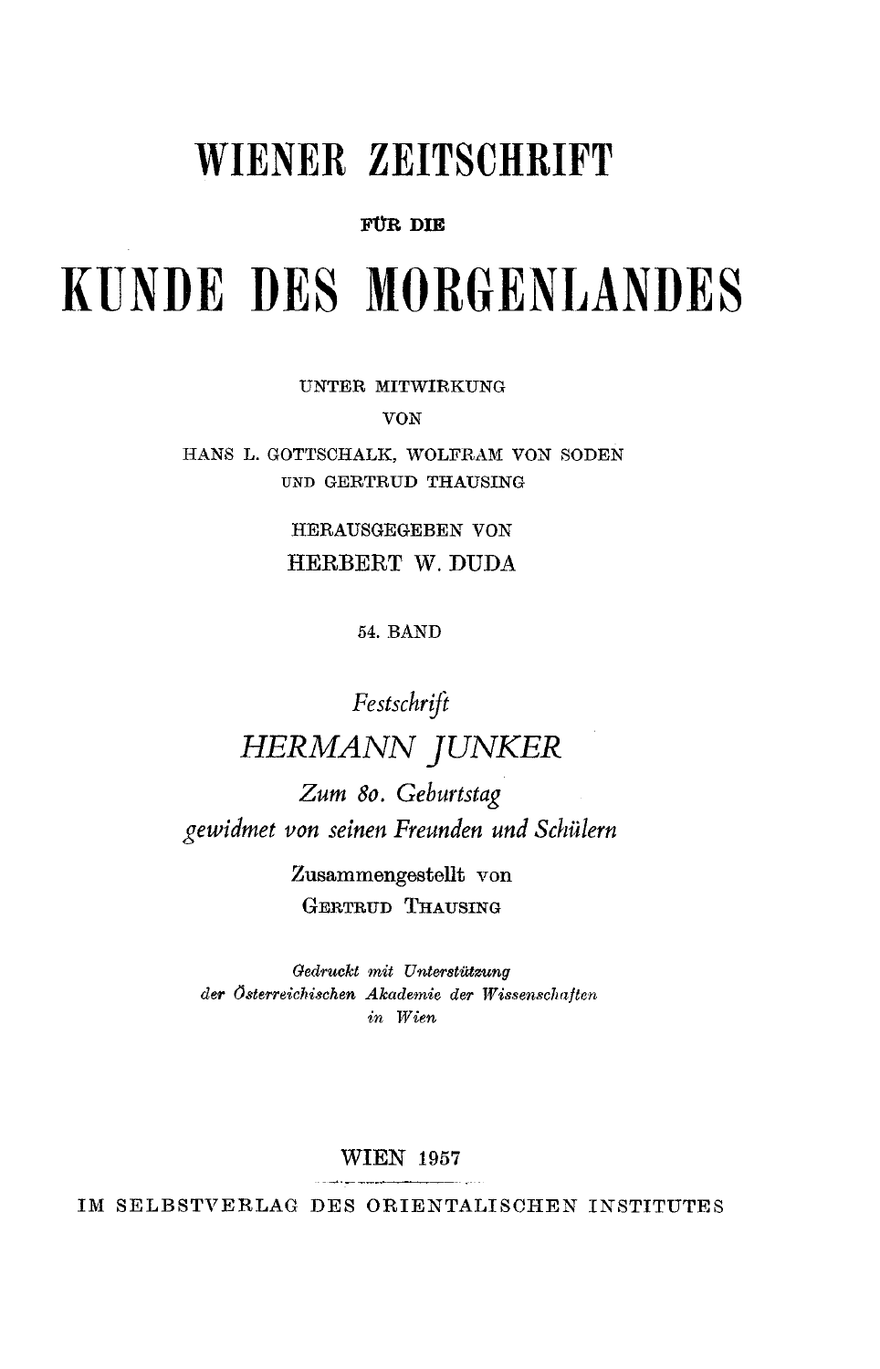# WIENER ZEITSCHRIFT

FÜR DIE

# KUNDE DES MORGENLANDES

UNTER MITWIRKUNG

VON

HANS L. GOTTSCHALK, WOLFRAM VON SODEN

UND GERTRUD THAUSING

HERAUSGEGEBEN VON

HERBERT W. DUDA

54. BAND

*Festschrift*

## *HERMANN JUNKER*

*Zum 80. Geburtstag*

*gewidmet von seinen Freunden und Schülern*

Zusammengestellt von

GERTRUD THAUSING

*Gedruckt mit Unterstützung*

*der Österreichischen Akademie der Wissenschaften*

*in Wien*

WIEN 1957

IM SELBSTVERLAG DES ORIENTALISCHEN INSTITUTES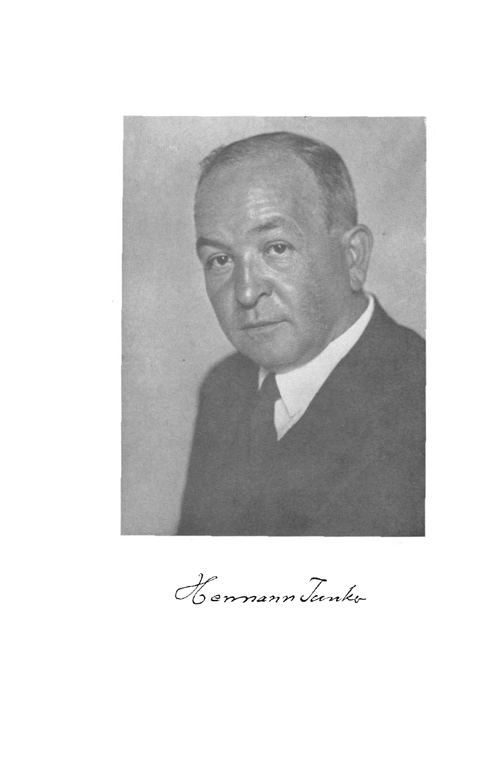Hermann Tanke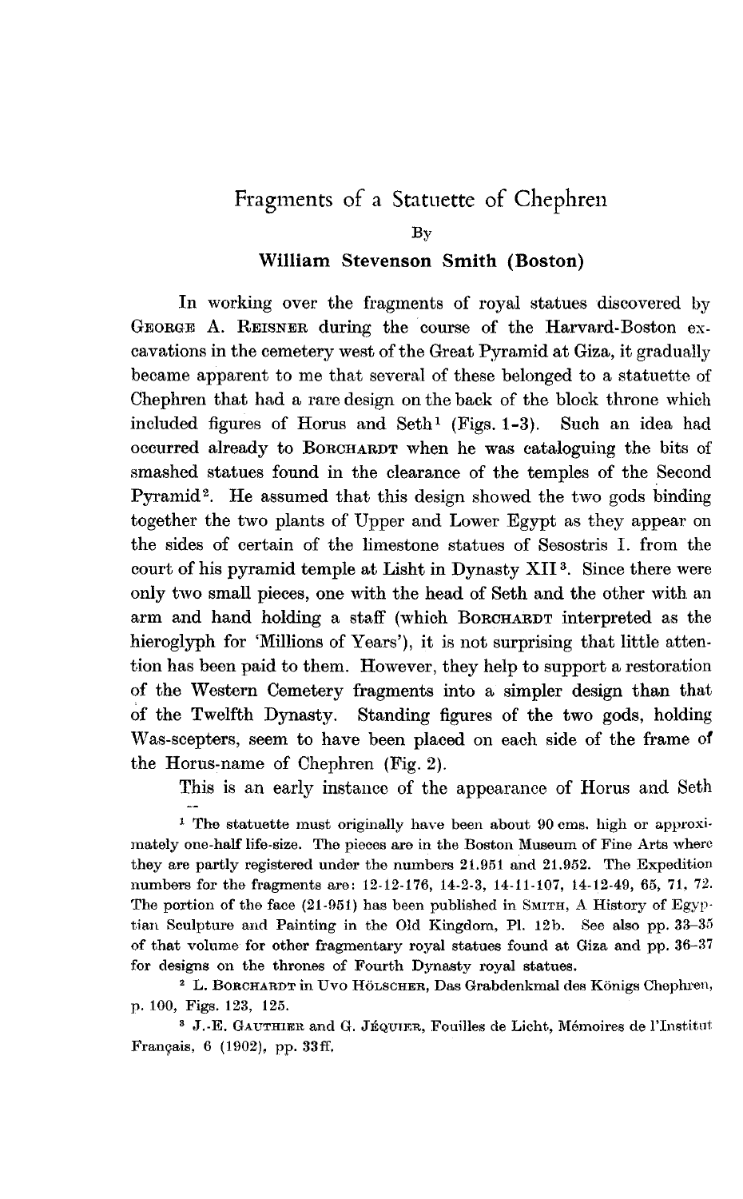# Fragments of a Statuette of Chephren

By

**William Stevenson Smith (Boston)**

In working over the fragments of royal statues discovered by GEORGE A. REISNER during the course of the Harvard-Boston excavations in the cemetery west of the Great Pyramid at Giza, it gradually became apparent to me that several of these belonged to a statuette of Chephren that had a rare design on the back of the block throne which included figures of Horus and Seth[1] (Figs. 1-3). Such an idea had occurred already to BORCHARDT when he was cataloguing the bits of smashed statues found in the clearance of the temples of the Second Pyramid[2]. He assumed that this design showed the two gods binding together the two plants of Upper and Lower Egypt as they appear on the sides of certain of the limestone statues of Sesostris I. from the court of his pyramid temple at Lisht in Dynasty XII[3]. Since there were only two small pieces, one with the head of Seth and the other with an arm and hand holding a staff (which BORCHARDT interpreted as the hieroglyph for 'Millions of Years'), it is not surprising that little attention has been paid to them. However, they help to support a restoration of the Western Cemetery fragments into a simpler design than that of the Twelfth Dynasty. Standing figures of the two gods, holding Was-scepters, seem to have been placed on each side of the frame of the Horus-name of Chephren (Fig. 2).

This is an early instance of the appearance of Horus and Seth

[1] The statuette must originally have been about 90 cms. high or approximately one-half life-size. The pieces are in the Boston Museum of Fine Arts where they are partly registered under the numbers 21.951 and 21.952. The Expedition numbers for the fragments are: 12-12-176, 14-2-3, 14-11-107, 14-12-49, 65, 71, 72. The portion of the face (21-951) has been published in SMITH, A History of Egyptian Sculpture and Painting in the Old Kingdom, Pl. 12b. See also pp. 33–35 of that volume for other fragmentary royal statues found at Giza and pp. 36–37 for designs on the thrones of Fourth Dynasty royal statues.

[2] L. BORCHARDT in UVO HÖLSCHER, Das Grabdenkmal des Königs Chephren, p. 100, Figs. 123, 125.

[3] J.-E. GAUTHIER and G. JÉQUIER, Fouilles de Licht, Mémoires de l'Institut Français, 6 (1902), pp. 33ff.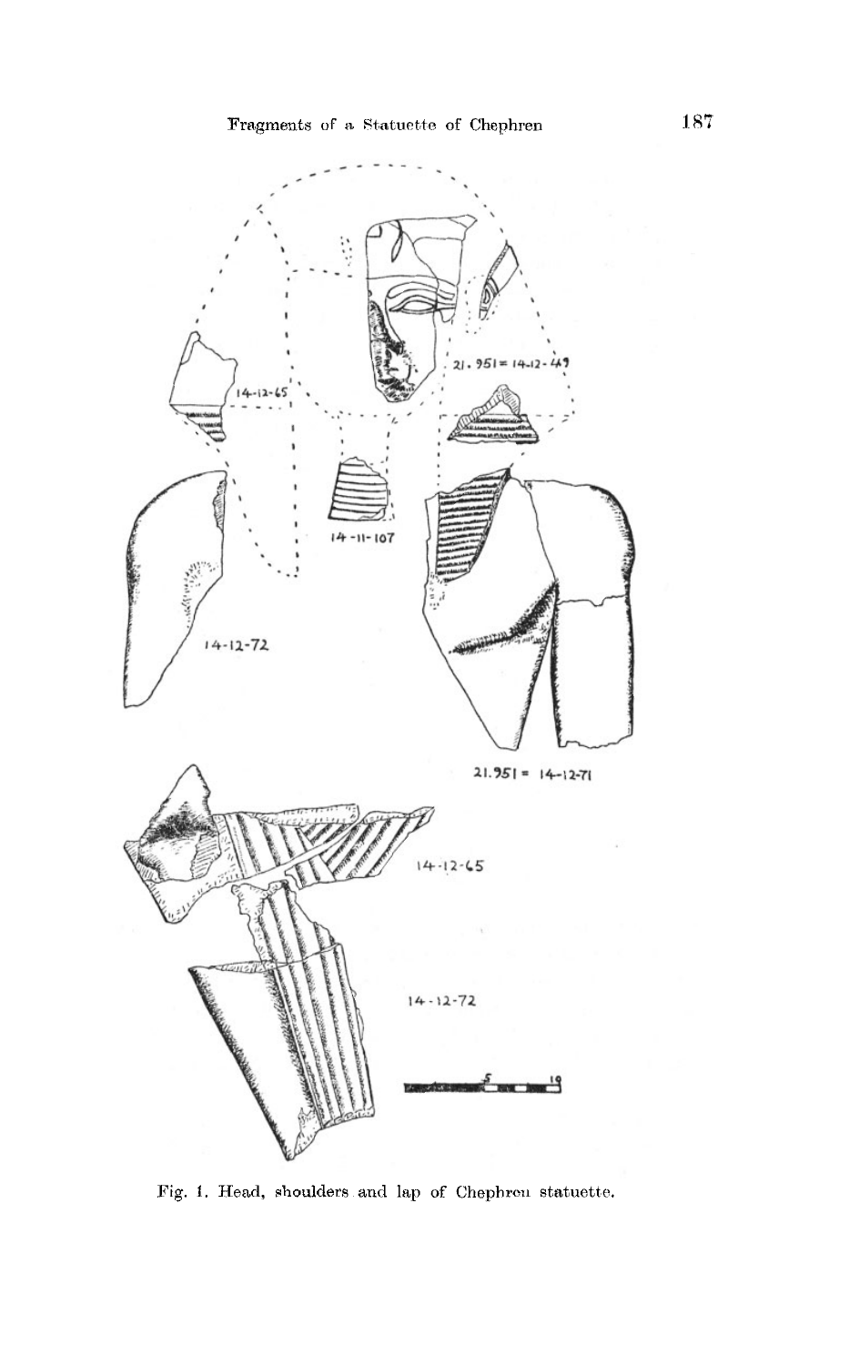Fig. 1. Head, shoulders and lap of Chephren statuette.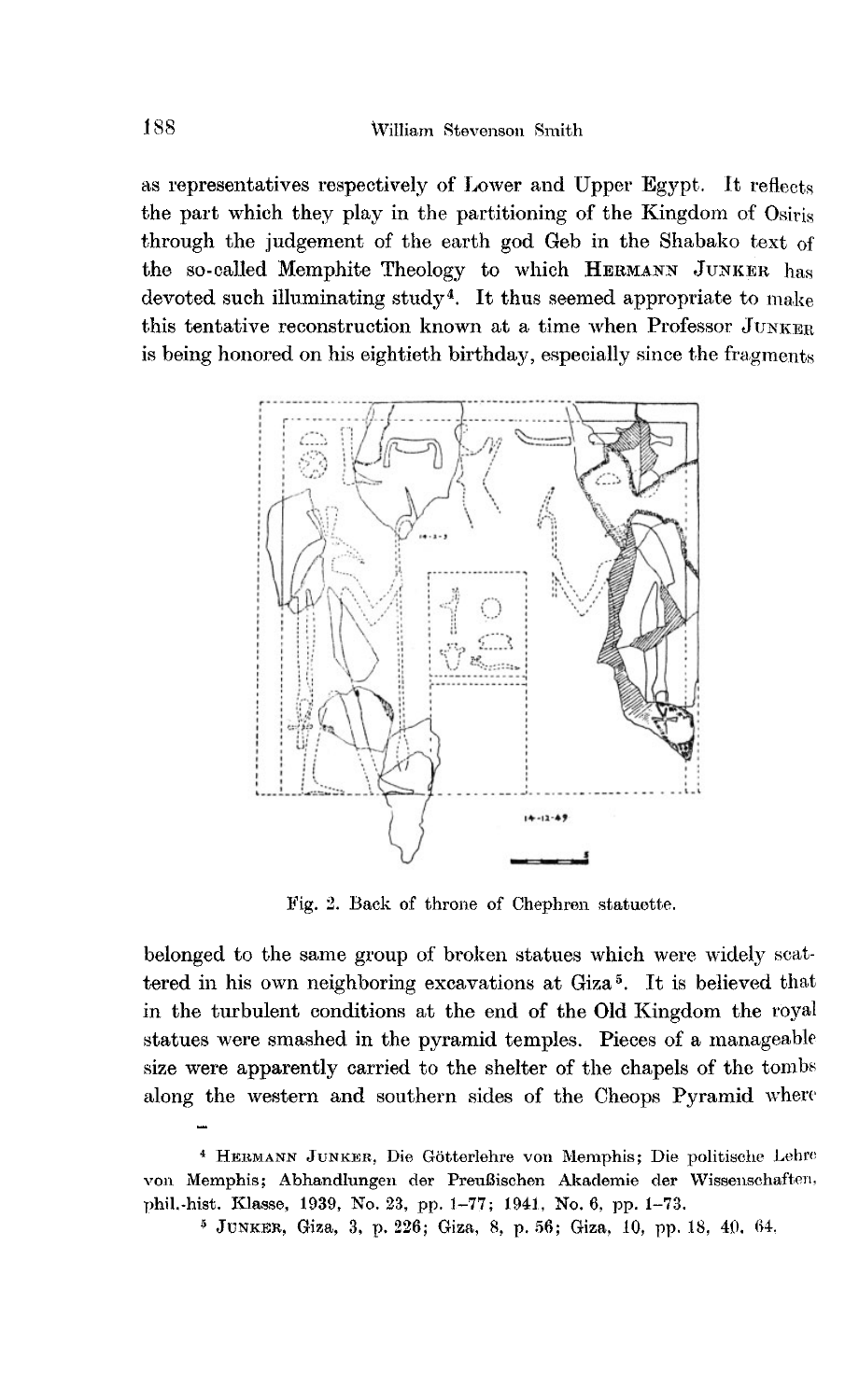as representatives respectively of Lower and Upper Egypt. It reflects the part which they play in the partitioning of the Kingdom of Osiris through the judgement of the earth god Geb in the Shabako text of the so-called Memphite Theology to which HERMANN JUNKER has devoted such illuminating study[4]. It thus seemed appropriate to make this tentative reconstruction known at a time when Professor JUNKER is being honored on his eightieth birthday, especially since the fragments

Fig. 2. Back of throne of Chephren statuette.

belonged to the same group of broken statues which were widely scattered in his own neighboring excavations at Giza[5]. It is believed that in the turbulent conditions at the end of the Old Kingdom the royal statues were smashed in the pyramid temples. Pieces of a manageable size were apparently carried to the shelter of the chapels of the tombs along the western and southern sides of the Cheops Pyramid where

[4] HERMANN JUNKER, Die Götterlehre von Memphis; Die politische Lehre von Memphis; Abhandlungen der Preußischen Akademie der Wissenschaften, phil.-hist. Klasse, 1939, No. 23, pp. 1–77; 1941, No. 6, pp. 1–73.

[5] JUNKER, Giza, 3, p. 226; Giza, 8, p. 56; Giza, 10, pp. 18, 40, 64.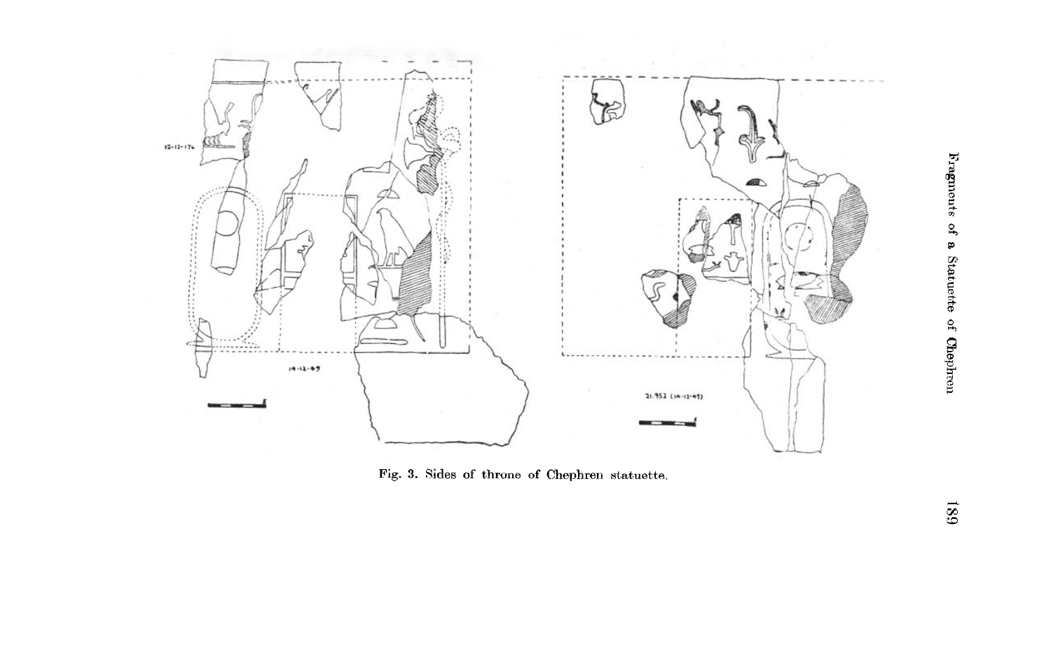Fig. 3. Sides of throne of Chephren statuette.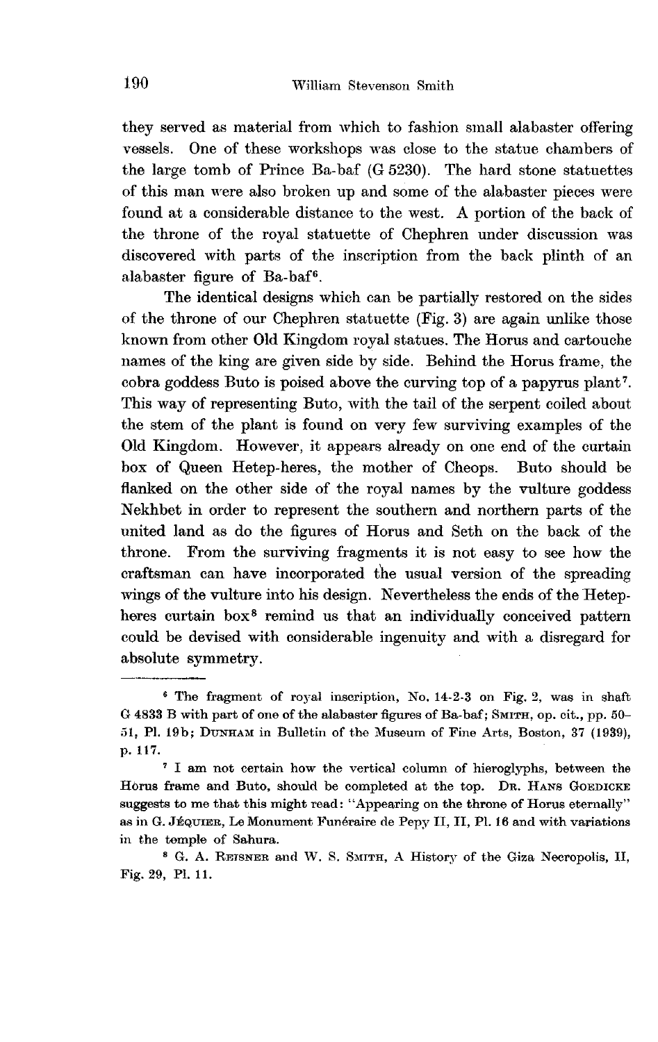they served as material from which to fashion small alabaster offering vessels. One of these workshops was close to the statue chambers of the large tomb of Prince Ba-baf (G 5230). The hard stone statuettes of this man were also broken up and some of the alabaster pieces were found at a considerable distance to the west. A portion of the back of the throne of the royal statuette of Chephren under discussion was discovered with parts of the inscription from the back plinth of an alabaster figure of Ba-baf[6].

The identical designs which can be partially restored on the sides of the throne of our Chephren statuette (Fig. 3) are again unlike those known from other Old Kingdom royal statues. The Horus and cartouche names of the king are given side by side. Behind the Horus frame, the cobra goddess Buto is poised above the curving top of a papyrus plant[7]. This way of representing Buto, with the tail of the serpent coiled about the stem of the plant is found on very few surviving examples of the Old Kingdom. However, it appears already on one end of the curtain box of Queen Hetep-heres, the mother of Cheops. Buto should be flanked on the other side of the royal names by the vulture goddess Nekhbet in order to represent the southern and northern parts of the united land as do the figures of Horus and Seth on the back of the throne. From the surviving fragments it is not easy to see how the craftsman can have incorporated the usual version of the spreading wings of the vulture into his design. Nevertheless the ends of the Hetep-heres curtain box[8] remind us that an individually conceived pattern could be devised with considerable ingenuity and with a disregard for absolute symmetry.

---

[6] The fragment of royal inscription, No. 14-2-3 on Fig. 2, was in shaft G 4833 B with part of one of the alabaster figures of Ba-baf; Smith, op. cit., pp. 50–51, Pl. 19b; Dunham in Bulletin of the Museum of Fine Arts, Boston, 37 (1939), p. 117.

[7] I am not certain how the vertical column of hieroglyphs, between the Horus frame and Buto, should be completed at the top. Dr. Hans Goedicke suggests to me that this might read: "Appearing on the throne of Horus eternally" as in G. Jéquier, Le Monument Funéraire de Pepy II, II, Pl. 16 and with variations in the temple of Sahura.

[8] G. A. Reisner and W. S. Smith, A History of the Giza Necropolis, II, Fig. 29, Pl. 11.